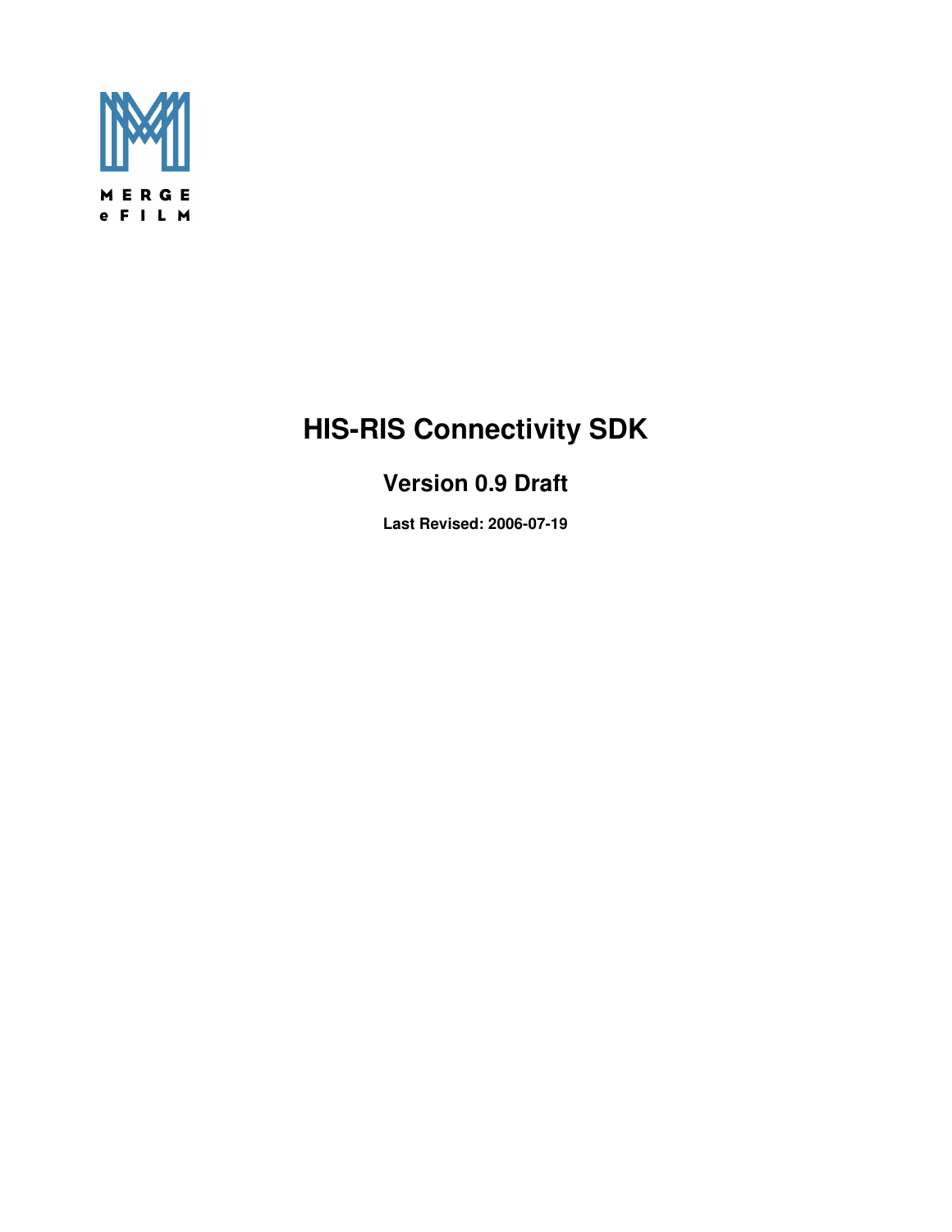MERGE
eFILM

# HIS-RIS Connectivity SDK

## Version 0.9 Draft

**Last Revised: 2006-07-19**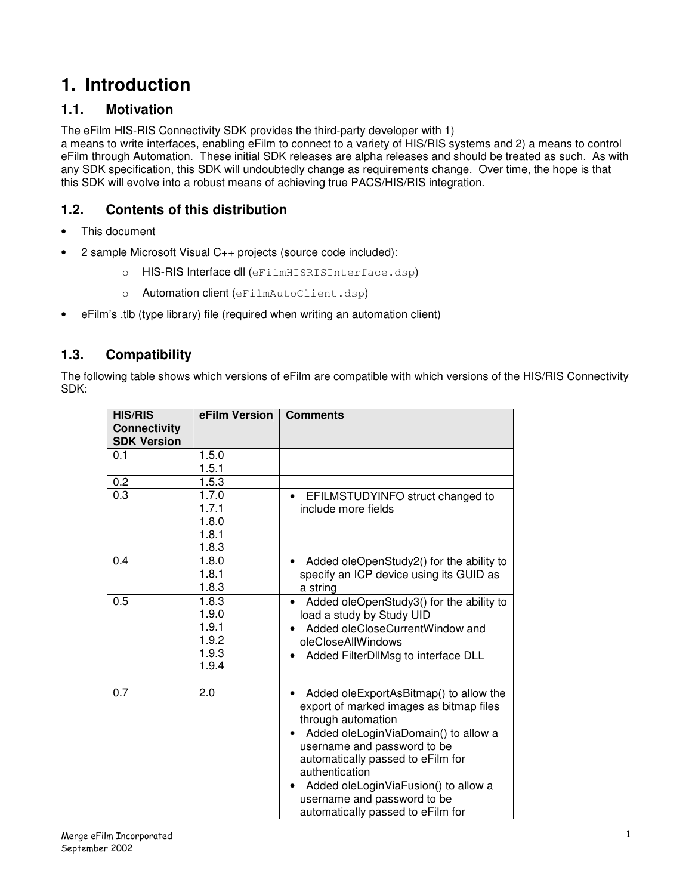# 1. Introduction

## 1.1. Motivation

The eFilm HIS-RIS Connectivity SDK provides the third-party developer with 1)
a means to write interfaces, enabling eFilm to connect to a variety of HIS/RIS systems and 2) a means to control eFilm through Automation. These initial SDK releases are alpha releases and should be treated as such. As with any SDK specification, this SDK will undoubtedly change as requirements change. Over time, the hope is that this SDK will evolve into a robust means of achieving true PACS/HIS/RIS integration.

## 1.2. Contents of this distribution

- This document
- 2 sample Microsoft Visual C++ projects (source code included):
  - HIS-RIS Interface dll (`eFilmHISRISInterface.dsp`)
  - Automation client (`eFilmAutoClient.dsp`)
- eFilm's .tlb (type library) file (required when writing an automation client)

## 1.3. Compatibility

The following table shows which versions of eFilm are compatible with which versions of the HIS/RIS Connectivity SDK:

| HIS/RIS Connectivity SDK Version | eFilm Version | Comments |
|---|---|---|
| 0.1 | 1.5.0<br>1.5.1 | |
| 0.2 | 1.5.3 | |
| 0.3 | 1.7.0<br>1.7.1<br>1.8.0<br>1.8.1<br>1.8.3 | • EFILMSTUDYINFO struct changed to include more fields |
| 0.4 | 1.8.0<br>1.8.1<br>1.8.3 | • Added oleOpenStudy2() for the ability to specify an ICP device using its GUID as a string |
| 0.5 | 1.8.3<br>1.9.0<br>1.9.1<br>1.9.2<br>1.9.3<br>1.9.4 | • Added oleOpenStudy3() for the ability to load a study by Study UID<br>• Added oleCloseCurrentWindow and oleCloseAllWindows<br>• Added FilterDllMsg to interface DLL |
| 0.7 | 2.0 | • Added oleExportAsBitmap() to allow the export of marked images as bitmap files through automation<br>• Added oleLoginViaDomain() to allow a username and password to be automatically passed to eFilm for authentication<br>• Added oleLoginViaFusion() to allow a username and password to be automatically passed to eFilm for |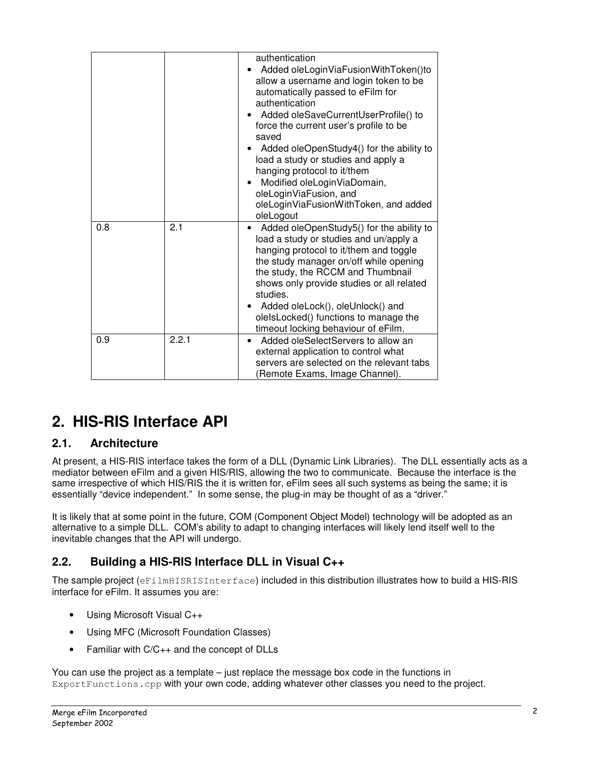| | | |
|---|---|---|
| | | authentication<br>• Added oleLoginViaFusionWithToken()to allow a username and login token to be automatically passed to eFilm for authentication<br>• Added oleSaveCurrentUserProfile() to force the current user's profile to be saved<br>• Added oleOpenStudy4() for the ability to load a study or studies and apply a hanging protocol to it/them<br>• Modified oleLoginViaDomain, oleLoginViaFusion, and oleLoginViaFusionWithToken, and added oleLogout |
| 0.8 | 2.1 | • Added oleOpenStudy5() for the ability to load a study or studies and un/apply a hanging protocol to it/them and toggle the study manager on/off while opening the study, the RCCM and Thumbnail shows only provide studies or all related studies.<br>• Added oleLock(), oleUnlock() and oleIsLocked() functions to manage the timeout locking behaviour of eFilm. |
| 0.9 | 2.2.1 | • Added oleSelectServers to allow an external application to control what servers are selected on the relevant tabs (Remote Exams, Image Channel). |

# 2. HIS-RIS Interface API

## 2.1. Architecture

At present, a HIS-RIS interface takes the form of a DLL (Dynamic Link Libraries). The DLL essentially acts as a mediator between eFilm and a given HIS/RIS, allowing the two to communicate. Because the interface is the same irrespective of which HIS/RIS the it is written for, eFilm sees all such systems as being the same; it is essentially "device independent." In some sense, the plug-in may be thought of as a "driver."

It is likely that at some point in the future, COM (Component Object Model) technology will be adopted as an alternative to a simple DLL. COM's ability to adapt to changing interfaces will likely lend itself well to the inevitable changes that the API will undergo.

## 2.2. Building a HIS-RIS Interface DLL in Visual C++

The sample project (`eFilmHISRISInterface`) included in this distribution illustrates how to build a HIS-RIS interface for eFilm. It assumes you are:

- Using Microsoft Visual C++
- Using MFC (Microsoft Foundation Classes)
- Familiar with C/C++ and the concept of DLLs

You can use the project as a template – just replace the message box code in the functions in `ExportFunctions.cpp` with your own code, adding whatever other classes you need to the project.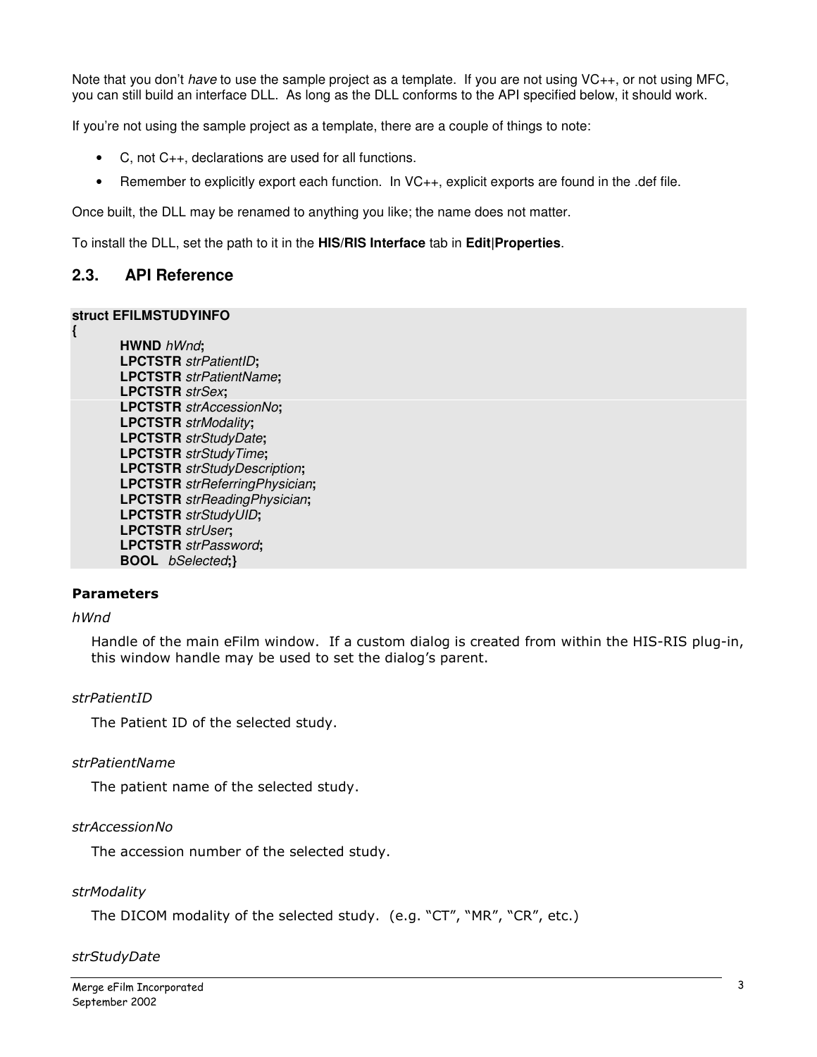Note that you don't *have* to use the sample project as a template. If you are not using VC++, or not using MFC, you can still build an interface DLL. As long as the DLL conforms to the API specified below, it should work.

If you're not using the sample project as a template, there are a couple of things to note:

- C, not C++, declarations are used for all functions.
- Remember to explicitly export each function. In VC++, explicit exports are found in the .def file.

Once built, the DLL may be renamed to anything you like; the name does not matter.

To install the DLL, set the path to it in the **HIS/RIS Interface** tab in **Edit|Properties**.

## 2.3. API Reference

```
struct EFILMSTUDYINFO
{
        HWND hWnd;
        LPCTSTR strPatientID;
        LPCTSTR strPatientName;
        LPCTSTR strSex;
        LPCTSTR strAccessionNo;
        LPCTSTR strModality;
        LPCTSTR strStudyDate;
        LPCTSTR strStudyTime;
        LPCTSTR strStudyDescription;
        LPCTSTR strReferringPhysician;
        LPCTSTR strReadingPhysician;
        LPCTSTR strStudyUID;
        LPCTSTR strUser;
        LPCTSTR strPassword;
        BOOL   bSelected;}
```

**Parameters**

*hWnd*

Handle of the main eFilm window. If a custom dialog is created from within the HIS-RIS plug-in, this window handle may be used to set the dialog's parent.

*strPatientID*

The Patient ID of the selected study.

*strPatientName*

The patient name of the selected study.

*strAccessionNo*

The accession number of the selected study.

*strModality*

The DICOM modality of the selected study. (e.g. "CT", "MR", "CR", etc.)

*strStudyDate*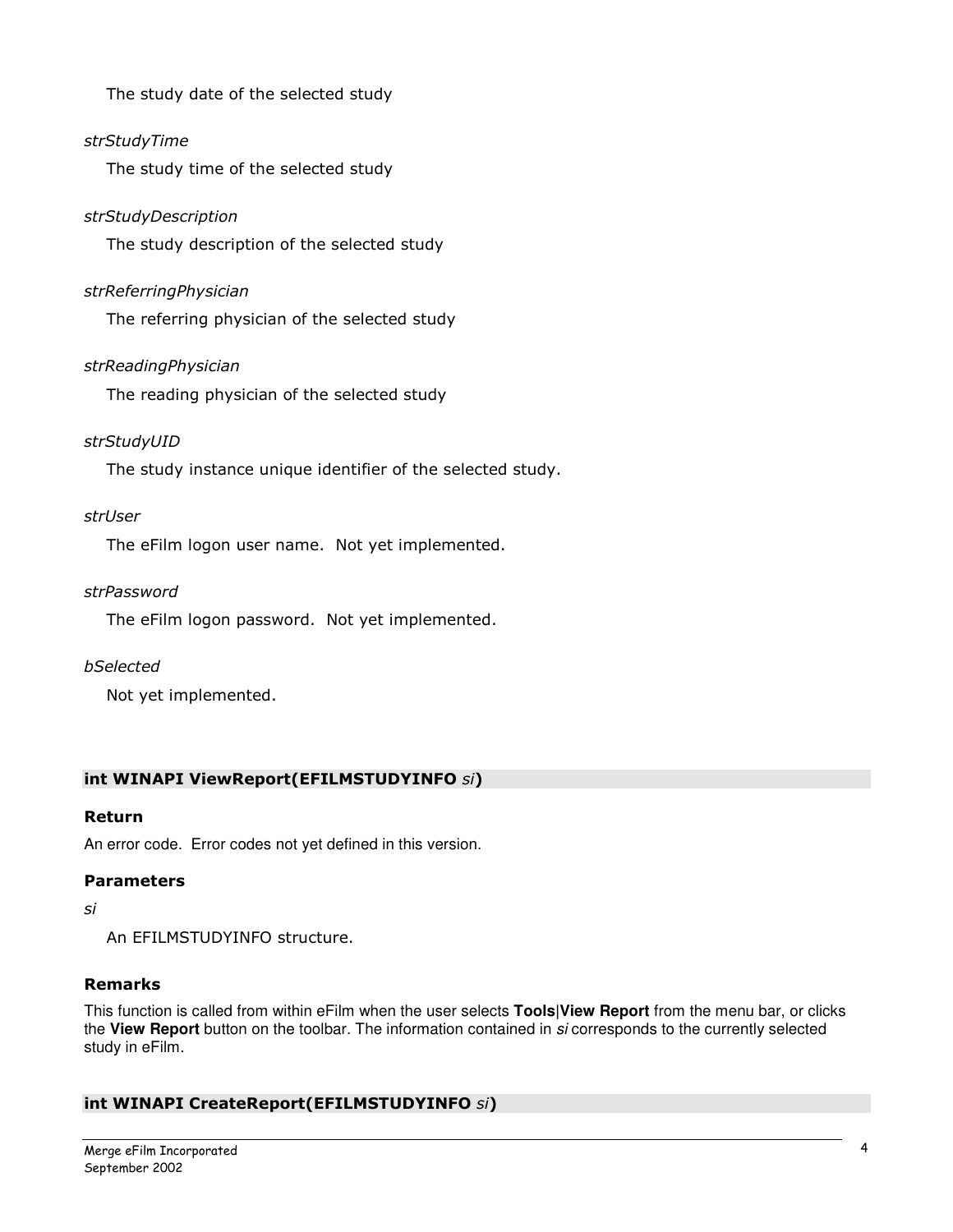The study date of the selected study

*strStudyTime*

The study time of the selected study

*strStudyDescription*

The study description of the selected study

*strReferringPhysician*

The referring physician of the selected study

*strReadingPhysician*

The reading physician of the selected study

*strStudyUID*

The study instance unique identifier of the selected study.

*strUser*

The eFilm logon user name.  Not yet implemented.

*strPassword*

The eFilm logon password.  Not yet implemented.

*bSelected*

Not yet implemented.

## int WINAPI ViewReport(EFILMSTUDYINFO *si*)

### Return

An error code.  Error codes not yet defined in this version.

### Parameters

*si*

An EFILMSTUDYINFO structure.

### Remarks

This function is called from within eFilm when the user selects **Tools|View Report** from the menu bar, or clicks the **View Report** button on the toolbar. The information contained in *si* corresponds to the currently selected study in eFilm.

## int WINAPI CreateReport(EFILMSTUDYINFO *si*)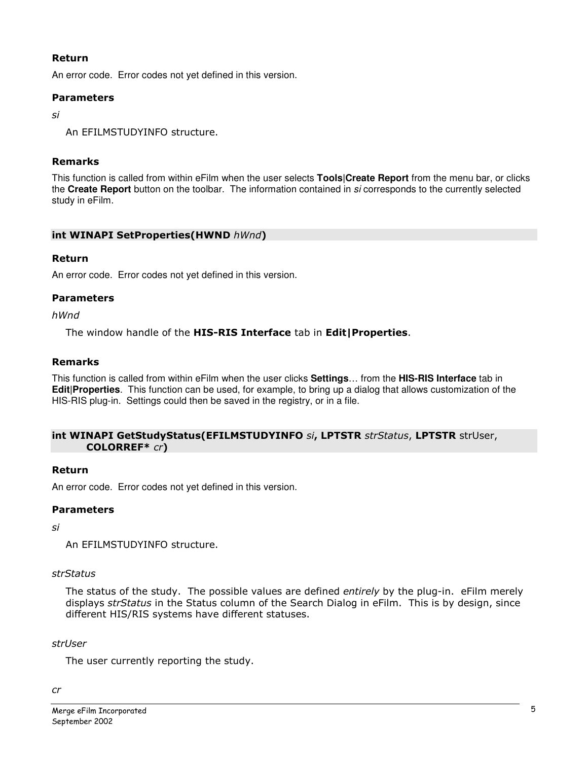#### Return

An error code. Error codes not yet defined in this version.

#### Parameters

*si*

An EFILMSTUDYINFO structure.

#### Remarks

This function is called from within eFilm when the user selects **Tools|Create Report** from the menu bar, or clicks the **Create Report** button on the toolbar. The information contained in *si* corresponds to the currently selected study in eFilm.

### int WINAPI SetProperties(HWND *hWnd*)

#### Return

An error code. Error codes not yet defined in this version.

#### Parameters

*hWnd*

The window handle of the **HIS-RIS Interface** tab in **Edit|Properties**.

#### Remarks

This function is called from within eFilm when the user clicks **Settings**… from the **HIS-RIS Interface** tab in **Edit|Properties**. This function can be used, for example, to bring up a dialog that allows customization of the HIS-RIS plug-in. Settings could then be saved in the registry, or in a file.

### int WINAPI GetStudyStatus(EFILMSTUDYINFO *si*, LPTSTR *strStatus*, LPTSTR strUser, COLORREF* *cr*)

#### Return

An error code. Error codes not yet defined in this version.

#### Parameters

*si*

An EFILMSTUDYINFO structure.

*strStatus*

The status of the study. The possible values are defined *entirely* by the plug-in. eFilm merely displays *strStatus* in the Status column of the Search Dialog in eFilm. This is by design, since different HIS/RIS systems have different statuses.

*strUser*

The user currently reporting the study.

*cr*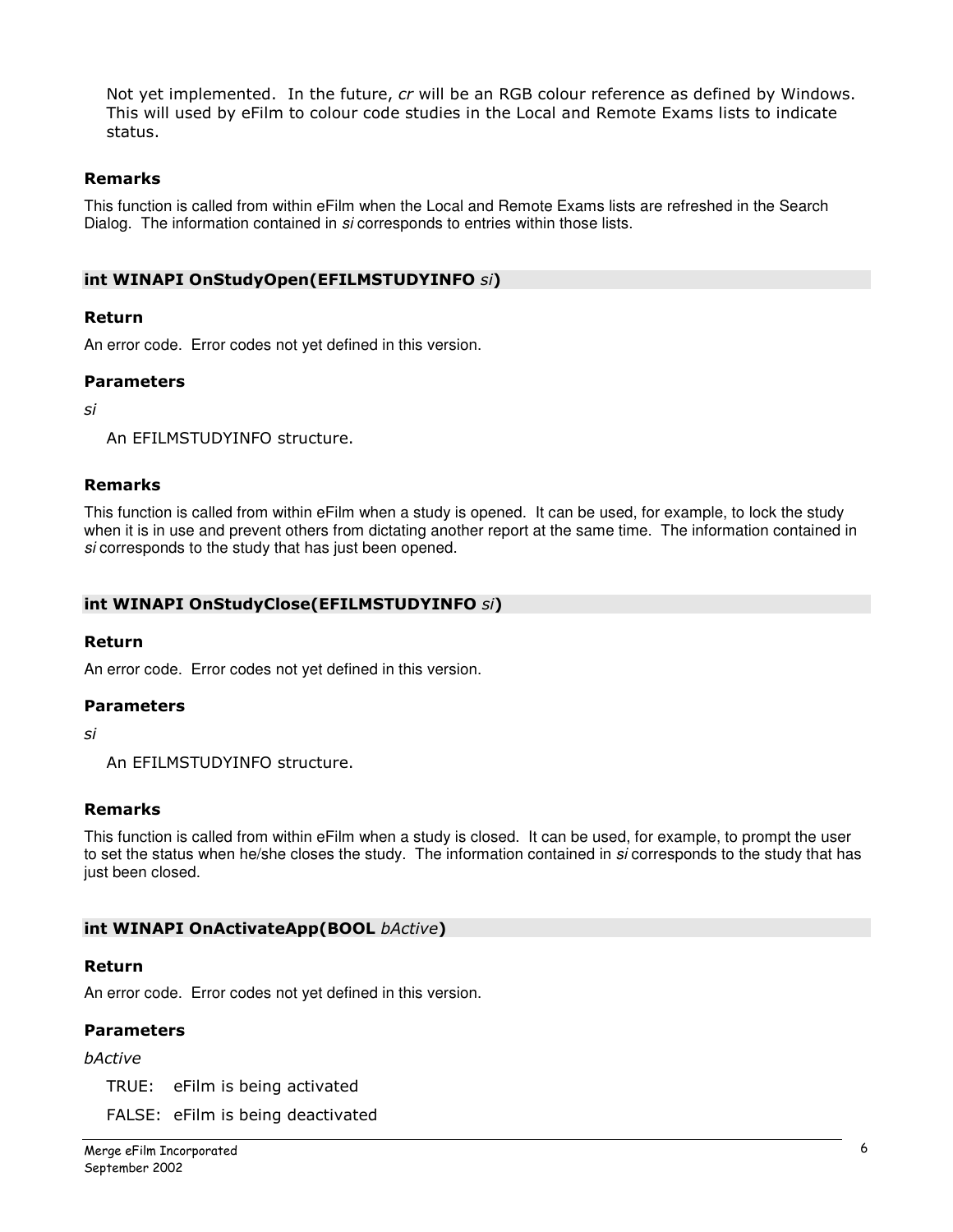Not yet implemented. In the future, *cr* will be an RGB colour reference as defined by Windows. This will used by eFilm to colour code studies in the Local and Remote Exams lists to indicate status.

### Remarks

This function is called from within eFilm when the Local and Remote Exams lists are refreshed in the Search Dialog. The information contained in *si* corresponds to entries within those lists.

## int WINAPI OnStudyOpen(EFILMSTUDYINFO *si*)

### Return

An error code. Error codes not yet defined in this version.

### Parameters

*si*

An EFILMSTUDYINFO structure.

### Remarks

This function is called from within eFilm when a study is opened. It can be used, for example, to lock the study when it is in use and prevent others from dictating another report at the same time. The information contained in *si* corresponds to the study that has just been opened.

## int WINAPI OnStudyClose(EFILMSTUDYINFO *si*)

### Return

An error code. Error codes not yet defined in this version.

### Parameters

*si*

An EFILMSTUDYINFO structure.

### Remarks

This function is called from within eFilm when a study is closed. It can be used, for example, to prompt the user to set the status when he/she closes the study. The information contained in *si* corresponds to the study that has just been closed.

## int WINAPI OnActivateApp(BOOL *bActive*)

### Return

An error code. Error codes not yet defined in this version.

### Parameters

*bActive*

TRUE: eFilm is being activated

FALSE: eFilm is being deactivated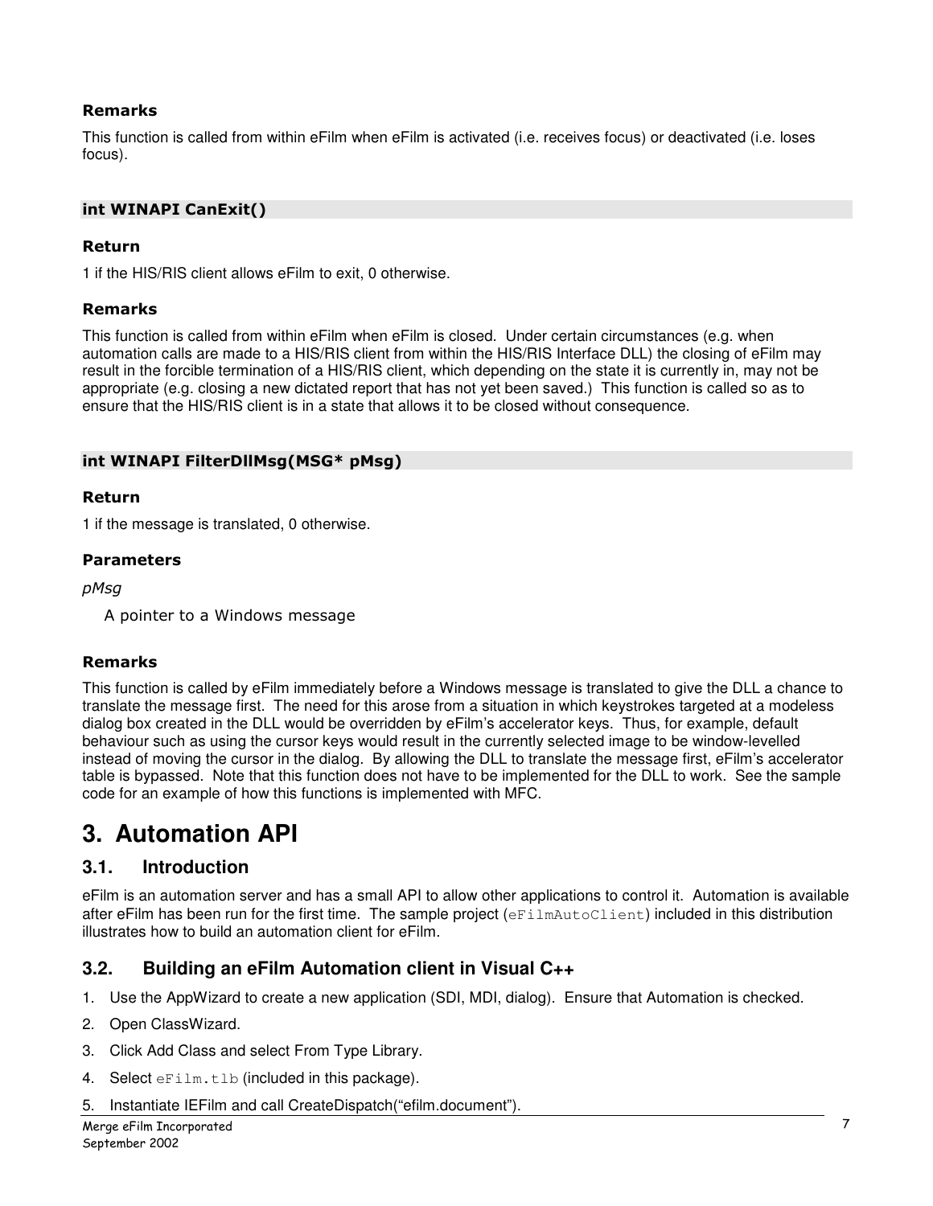#### Remarks

This function is called from within eFilm when eFilm is activated (i.e. receives focus) or deactivated (i.e. loses focus).

### int WINAPI CanExit()

#### Return

1 if the HIS/RIS client allows eFilm to exit, 0 otherwise.

#### Remarks

This function is called from within eFilm when eFilm is closed. Under certain circumstances (e.g. when automation calls are made to a HIS/RIS client from within the HIS/RIS Interface DLL) the closing of eFilm may result in the forcible termination of a HIS/RIS client, which depending on the state it is currently in, may not be appropriate (e.g. closing a new dictated report that has not yet been saved.) This function is called so as to ensure that the HIS/RIS client is in a state that allows it to be closed without consequence.

### int WINAPI FilterDllMsg(MSG* pMsg)

#### Return

1 if the message is translated, 0 otherwise.

#### Parameters

*pMsg*

A pointer to a Windows message

#### Remarks

This function is called by eFilm immediately before a Windows message is translated to give the DLL a chance to translate the message first. The need for this arose from a situation in which keystrokes targeted at a modeless dialog box created in the DLL would be overridden by eFilm's accelerator keys. Thus, for example, default behaviour such as using the cursor keys would result in the currently selected image to be window-levelled instead of moving the cursor in the dialog. By allowing the DLL to translate the message first, eFilm's accelerator table is bypassed. Note that this function does not have to be implemented for the DLL to work. See the sample code for an example of how this functions is implemented with MFC.

# 3. Automation API

## 3.1. Introduction

eFilm is an automation server and has a small API to allow other applications to control it. Automation is available after eFilm has been run for the first time. The sample project (`eFilmAutoClient`) included in this distribution illustrates how to build an automation client for eFilm.

## 3.2. Building an eFilm Automation client in Visual C++

1. Use the AppWizard to create a new application (SDI, MDI, dialog). Ensure that Automation is checked.
2. Open ClassWizard.
3. Click Add Class and select From Type Library.
4. Select `eFilm.tlb` (included in this package).
5. Instantiate IEFilm and call CreateDispatch("efilm.document").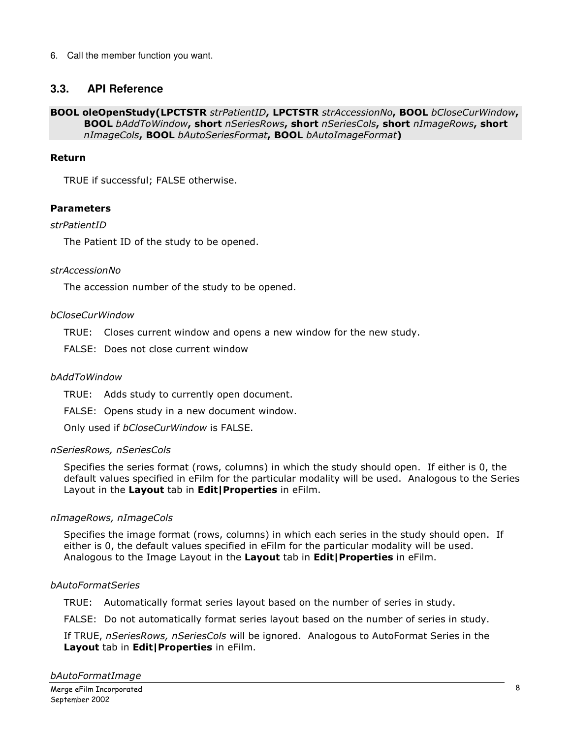6. Call the member function you want.

## 3.3. API Reference

**BOOL oleOpenStudy(LPCTSTR** *strPatientID*, **LPCTSTR** *strAccessionNo*, **BOOL** *bCloseCurWindow*, **BOOL** *bAddToWindow*, **short** *nSeriesRows*, **short** *nSeriesCols*, **short** *nImageRows*, **short** *nImageCols*, **BOOL** *bAutoSeriesFormat*, **BOOL** *bAutoImageFormat***)**

**Return**

TRUE if successful; FALSE otherwise.

**Parameters**

*strPatientID*

The Patient ID of the study to be opened.

*strAccessionNo*

The accession number of the study to be opened.

*bCloseCurWindow*

TRUE: Closes current window and opens a new window for the new study.

FALSE: Does not close current window

*bAddToWindow*

TRUE: Adds study to currently open document.

FALSE: Opens study in a new document window.

Only used if *bCloseCurWindow* is FALSE.

*nSeriesRows, nSeriesCols*

Specifies the series format (rows, columns) in which the study should open. If either is 0, the default values specified in eFilm for the particular modality will be used. Analogous to the Series Layout in the **Layout** tab in **Edit|Properties** in eFilm.

*nImageRows, nImageCols*

Specifies the image format (rows, columns) in which each series in the study should open. If either is 0, the default values specified in eFilm for the particular modality will be used. Analogous to the Image Layout in the **Layout** tab in **Edit|Properties** in eFilm.

*bAutoFormatSeries*

TRUE: Automatically format series layout based on the number of series in study.

FALSE: Do not automatically format series layout based on the number of series in study.

If TRUE, *nSeriesRows, nSeriesCols* will be ignored. Analogous to AutoFormat Series in the **Layout** tab in **Edit|Properties** in eFilm.

*bAutoFormatImage*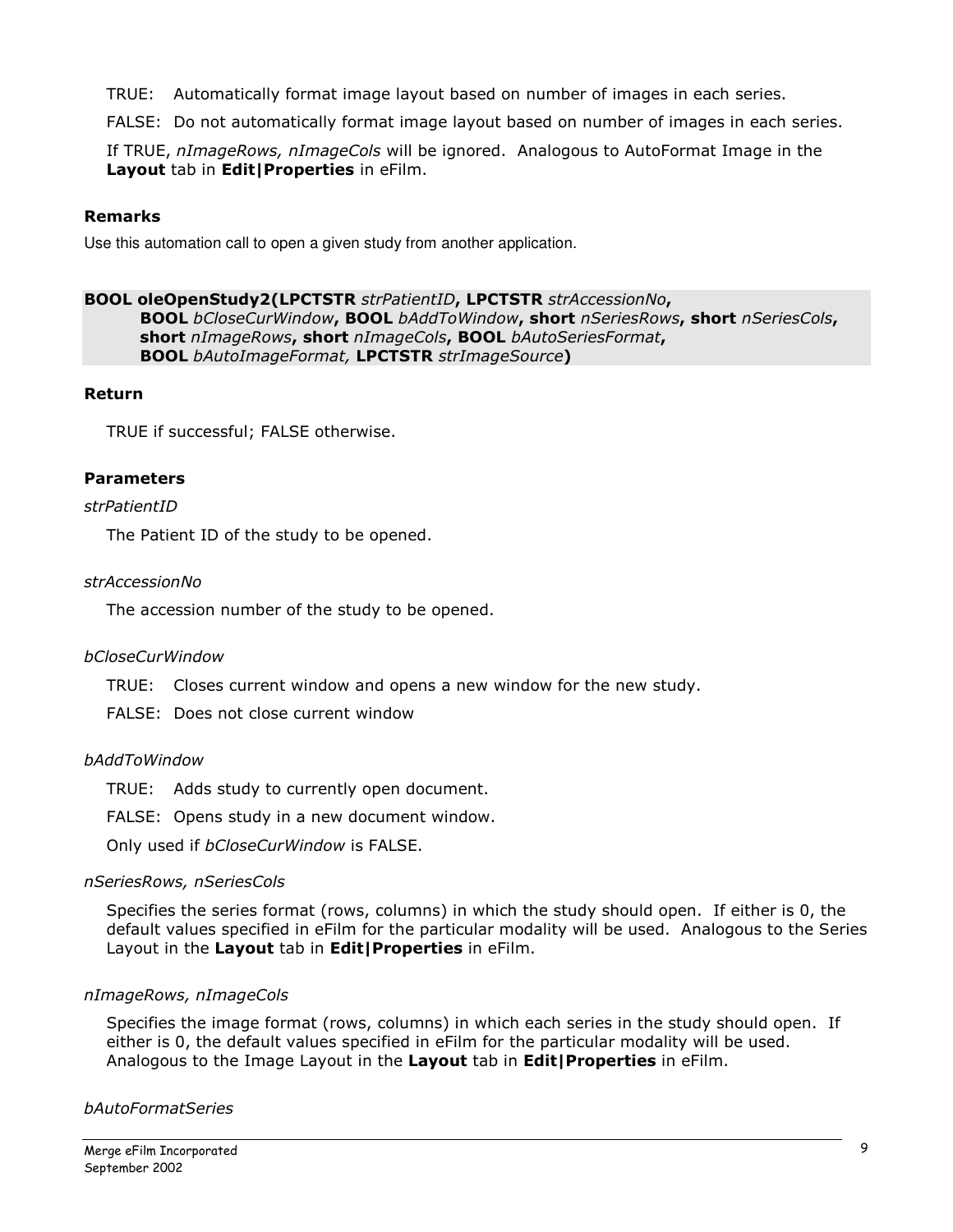TRUE: Automatically format image layout based on number of images in each series.

FALSE: Do not automatically format image layout based on number of images in each series.

If TRUE, *nImageRows, nImageCols* will be ignored. Analogous to AutoFormat Image in the **Layout** tab in **Edit|Properties** in eFilm.

**Remarks**

Use this automation call to open a given study from another application.

**BOOL oleOpenStudy2(LPCTSTR** *strPatientID***, LPCTSTR** *strAccessionNo***, BOOL** *bCloseCurWindow***, BOOL** *bAddToWindow***, short** *nSeriesRows***, short** *nSeriesCols***, short** *nImageRows***, short** *nImageCols***, BOOL** *bAutoSeriesFormat***, BOOL** *bAutoImageFormat,* **LPCTSTR** *strImageSource***)**

**Return**

TRUE if successful; FALSE otherwise.

**Parameters**

*strPatientID*

The Patient ID of the study to be opened.

*strAccessionNo*

The accession number of the study to be opened.

*bCloseCurWindow*

TRUE: Closes current window and opens a new window for the new study.

FALSE: Does not close current window

*bAddToWindow*

TRUE: Adds study to currently open document.

FALSE: Opens study in a new document window.

Only used if *bCloseCurWindow* is FALSE.

*nSeriesRows, nSeriesCols*

Specifies the series format (rows, columns) in which the study should open. If either is 0, the default values specified in eFilm for the particular modality will be used. Analogous to the Series Layout in the **Layout** tab in **Edit|Properties** in eFilm.

*nImageRows, nImageCols*

Specifies the image format (rows, columns) in which each series in the study should open. If either is 0, the default values specified in eFilm for the particular modality will be used. Analogous to the Image Layout in the **Layout** tab in **Edit|Properties** in eFilm.

*bAutoFormatSeries*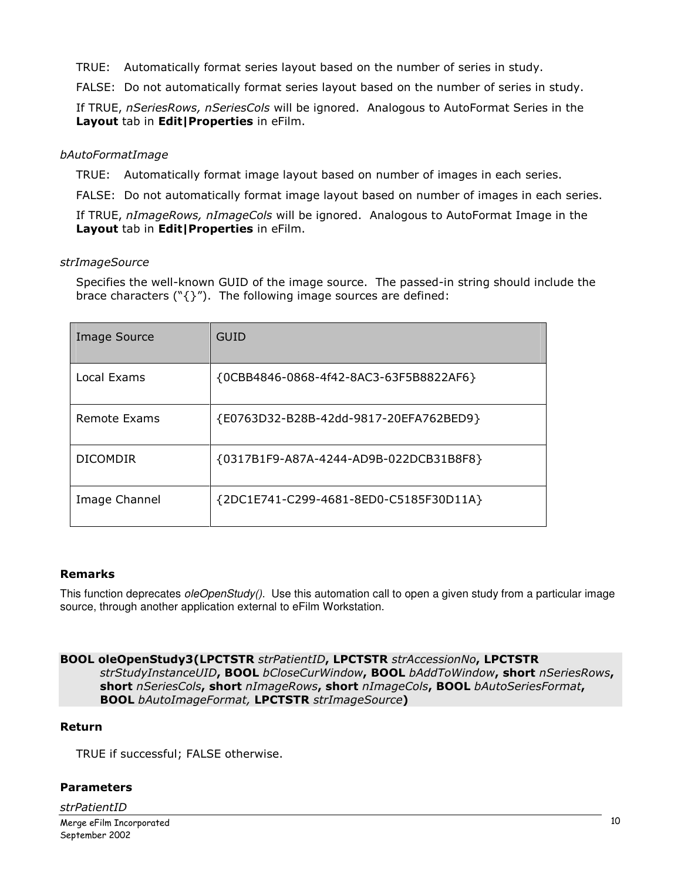TRUE: Automatically format series layout based on the number of series in study.

FALSE: Do not automatically format series layout based on the number of series in study.

If TRUE, *nSeriesRows, nSeriesCols* will be ignored. Analogous to AutoFormat Series in the **Layout** tab in **Edit|Properties** in eFilm.

*bAutoFormatImage*

TRUE: Automatically format image layout based on number of images in each series.

FALSE: Do not automatically format image layout based on number of images in each series.

If TRUE, *nImageRows, nImageCols* will be ignored. Analogous to AutoFormat Image in the **Layout** tab in **Edit|Properties** in eFilm.

*strImageSource*

Specifies the well-known GUID of the image source. The passed-in string should include the brace characters ("{}"). The following image sources are defined:

| Image Source | GUID |
|---|---|
| Local Exams | {0CBB4846-0868-4f42-8AC3-63F5B8822AF6} |
| Remote Exams | {E0763D32-B28B-42dd-9817-20EFA762BED9} |
| DICOMDIR | {0317B1F9-A87A-4244-AD9B-022DCB31B8F8} |
| Image Channel | {2DC1E741-C299-4681-8ED0-C5185F30D11A} |

### Remarks

This function deprecates *oleOpenStudy()*. Use this automation call to open a given study from a particular image source, through another application external to eFilm Workstation.

**BOOL oleOpenStudy3(LPCTSTR** *strPatientID*, **LPCTSTR** *strAccessionNo*, **LPCTSTR** *strStudyInstanceUID*, **BOOL** *bCloseCurWindow*, **BOOL** *bAddToWindow*, **short** *nSeriesRows*, **short** *nSeriesCols*, **short** *nImageRows*, **short** *nImageCols*, **BOOL** *bAutoSeriesFormat*, **BOOL** *bAutoImageFormat,* **LPCTSTR** *strImageSource***)**

### Return

TRUE if successful; FALSE otherwise.

### Parameters

*strPatientID*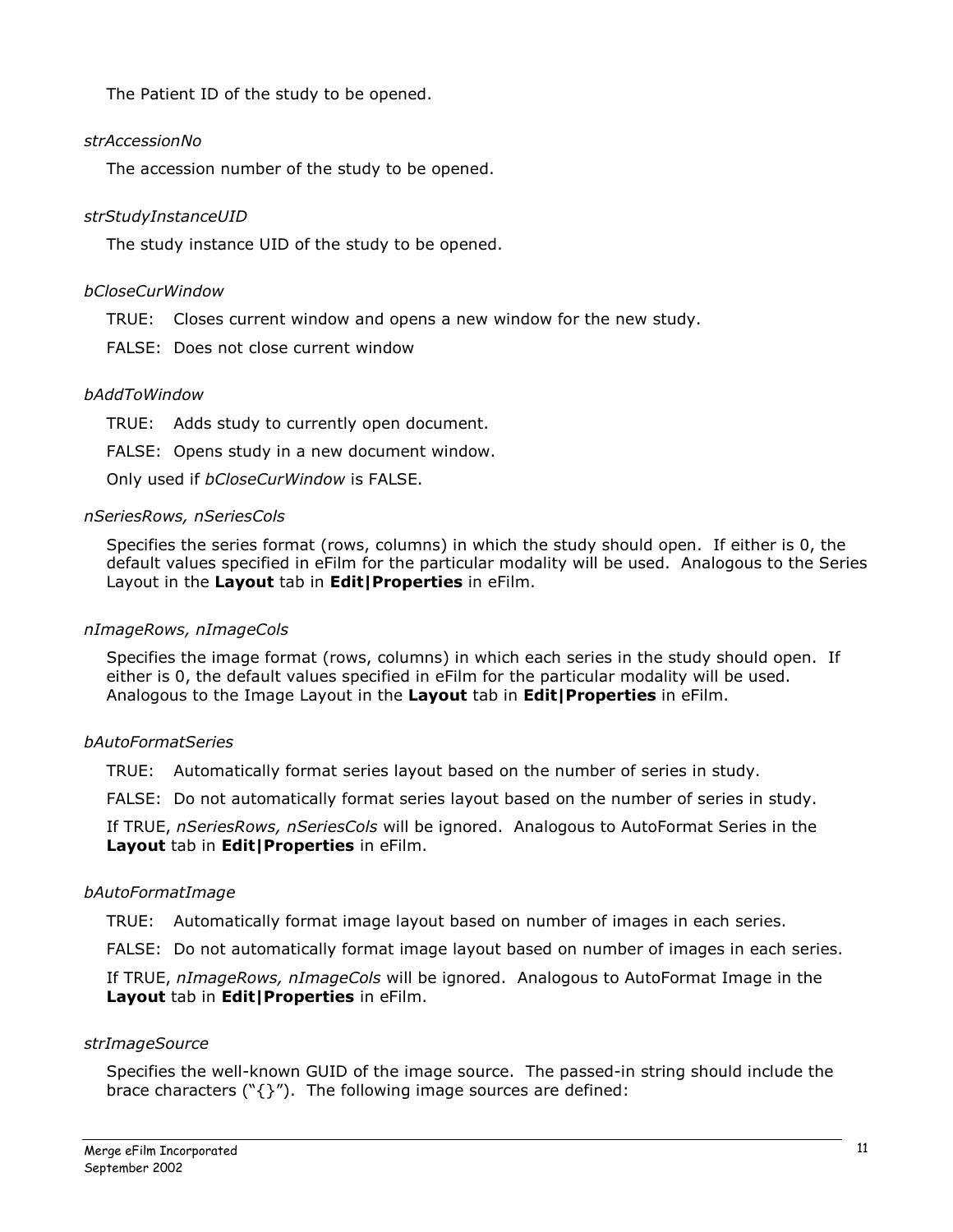The Patient ID of the study to be opened.

*strAccessionNo*

The accession number of the study to be opened.

*strStudyInstanceUID*

The study instance UID of the study to be opened.

*bCloseCurWindow*

TRUE: Closes current window and opens a new window for the new study.

FALSE: Does not close current window

*bAddToWindow*

TRUE: Adds study to currently open document.

FALSE: Opens study in a new document window.

Only used if *bCloseCurWindow* is FALSE.

*nSeriesRows, nSeriesCols*

Specifies the series format (rows, columns) in which the study should open. If either is 0, the default values specified in eFilm for the particular modality will be used. Analogous to the Series Layout in the **Layout** tab in **Edit|Properties** in eFilm.

*nImageRows, nImageCols*

Specifies the image format (rows, columns) in which each series in the study should open. If either is 0, the default values specified in eFilm for the particular modality will be used. Analogous to the Image Layout in the **Layout** tab in **Edit|Properties** in eFilm.

*bAutoFormatSeries*

TRUE: Automatically format series layout based on the number of series in study.

FALSE: Do not automatically format series layout based on the number of series in study.

If TRUE, *nSeriesRows, nSeriesCols* will be ignored. Analogous to AutoFormat Series in the **Layout** tab in **Edit|Properties** in eFilm.

*bAutoFormatImage*

TRUE: Automatically format image layout based on number of images in each series.

FALSE: Do not automatically format image layout based on number of images in each series.

If TRUE, *nImageRows, nImageCols* will be ignored. Analogous to AutoFormat Image in the **Layout** tab in **Edit|Properties** in eFilm.

*strImageSource*

Specifies the well-known GUID of the image source. The passed-in string should include the brace characters ("{}"). The following image sources are defined: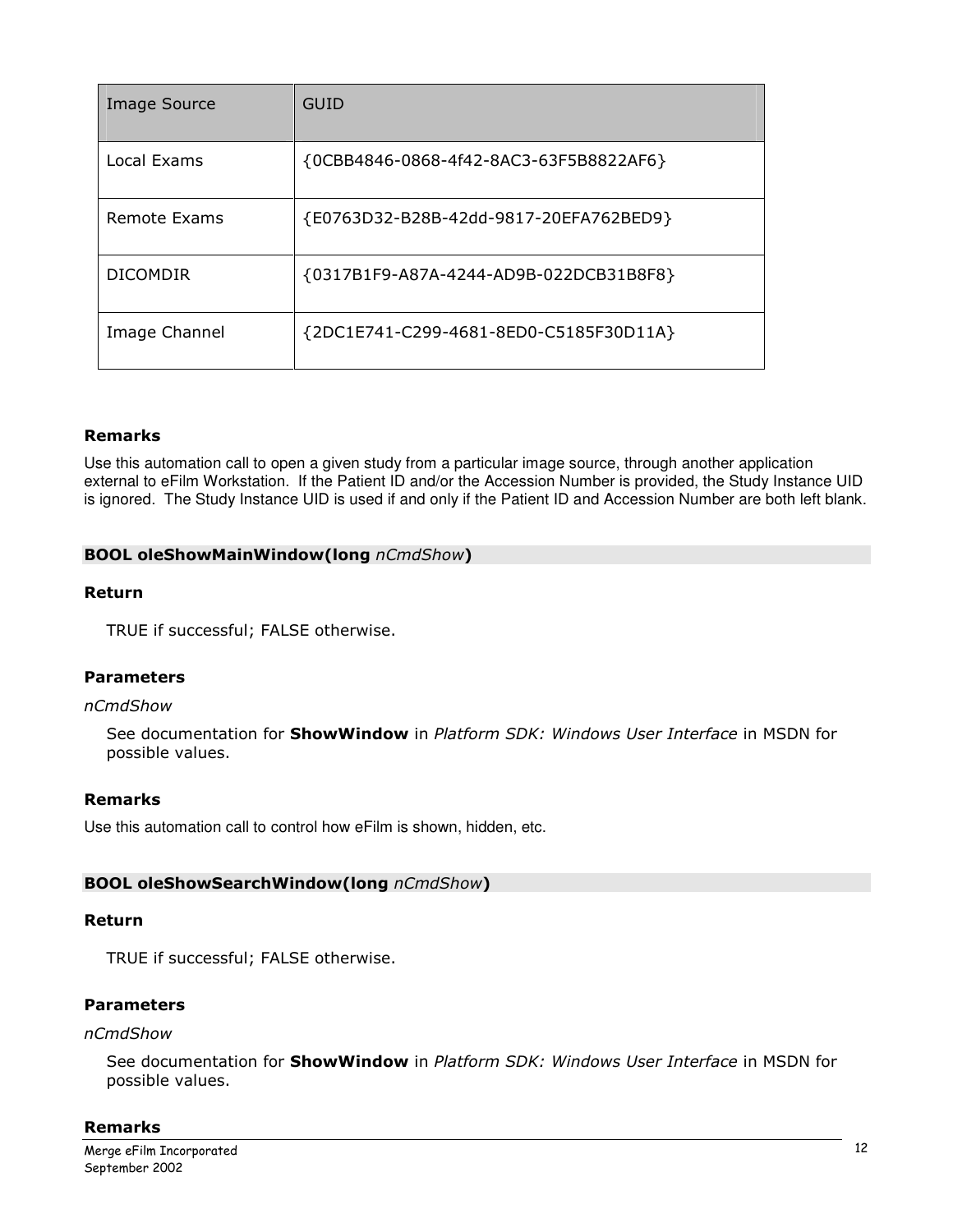| Image Source | GUID |
|---|---|
| Local Exams | {0CBB4846-0868-4f42-8AC3-63F5B8822AF6} |
| Remote Exams | {E0763D32-B28B-42dd-9817-20EFA762BED9} |
| DICOMDIR | {0317B1F9-A87A-4244-AD9B-022DCB31B8F8} |
| Image Channel | {2DC1E741-C299-4681-8ED0-C5185F30D11A} |

### Remarks

Use this automation call to open a given study from a particular image source, through another application external to eFilm Workstation. If the Patient ID and/or the Accession Number is provided, the Study Instance UID is ignored. The Study Instance UID is used if and only if the Patient ID and Accession Number are both left blank.

## BOOL oleShowMainWindow(long *nCmdShow*)

### Return

TRUE if successful; FALSE otherwise.

### Parameters

*nCmdShow*

See documentation for **ShowWindow** in *Platform SDK: Windows User Interface* in MSDN for possible values.

### Remarks

Use this automation call to control how eFilm is shown, hidden, etc.

## BOOL oleShowSearchWindow(long *nCmdShow*)

### Return

TRUE if successful; FALSE otherwise.

### Parameters

*nCmdShow*

See documentation for **ShowWindow** in *Platform SDK: Windows User Interface* in MSDN for possible values.

### Remarks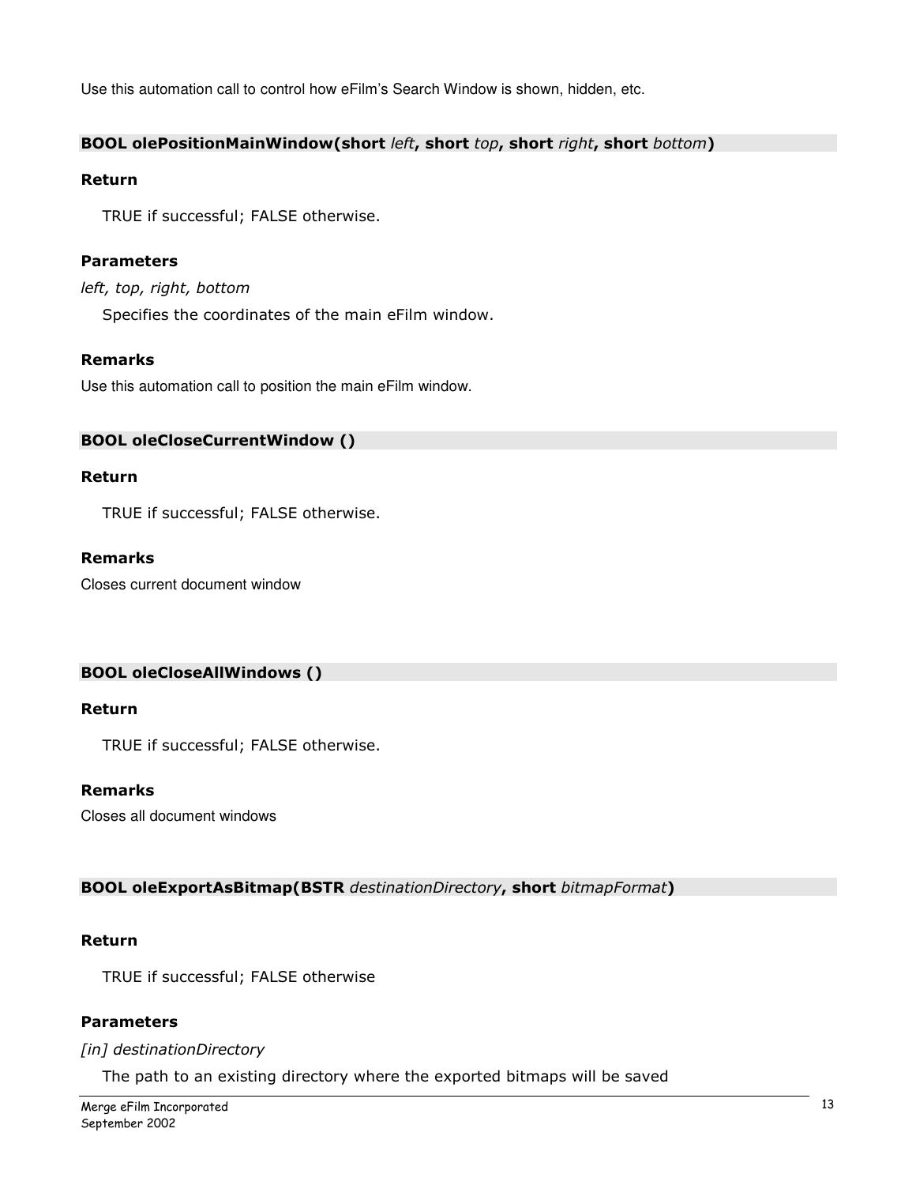Use this automation call to control how eFilm's Search Window is shown, hidden, etc.

### BOOL olePositionMainWindow(short *left*, short *top*, short *right*, short *bottom*)

**Return**

TRUE if successful; FALSE otherwise.

**Parameters**

*left, top, right, bottom*

Specifies the coordinates of the main eFilm window.

**Remarks**

Use this automation call to position the main eFilm window.

### BOOL oleCloseCurrentWindow ()

**Return**

TRUE if successful; FALSE otherwise.

**Remarks**

Closes current document window

### BOOL oleCloseAllWindows ()

**Return**

TRUE if successful; FALSE otherwise.

**Remarks**

Closes all document windows

### BOOL oleExportAsBitmap(BSTR *destinationDirectory*, short *bitmapFormat*)

**Return**

TRUE if successful; FALSE otherwise

**Parameters**

*[in] destinationDirectory*

The path to an existing directory where the exported bitmaps will be saved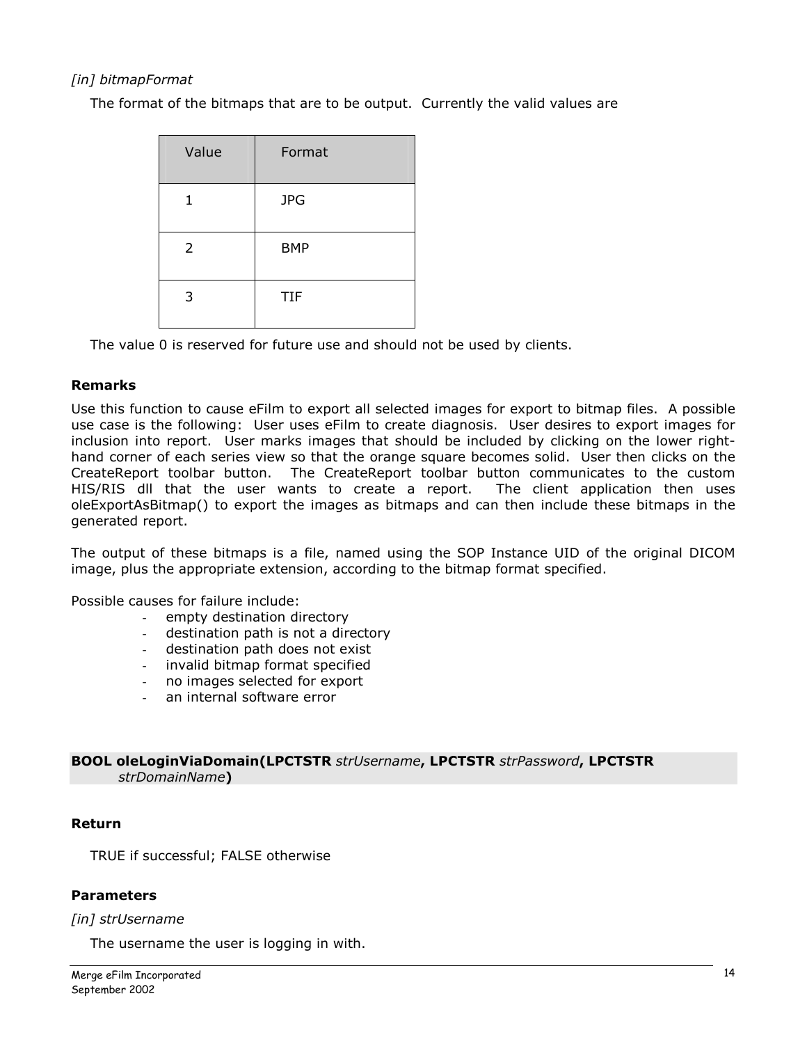*[in] bitmapFormat*

The format of the bitmaps that are to be output. Currently the valid values are

| Value | Format |
|---|---|
| 1 | JPG |
| 2 | BMP |
| 3 | TIF |

The value 0 is reserved for future use and should not be used by clients.

**Remarks**

Use this function to cause eFilm to export all selected images for export to bitmap files. A possible use case is the following: User uses eFilm to create diagnosis. User desires to export images for inclusion into report. User marks images that should be included by clicking on the lower right-hand corner of each series view so that the orange square becomes solid. User then clicks on the CreateReport toolbar button. The CreateReport toolbar button communicates to the custom HIS/RIS dll that the user wants to create a report. The client application then uses oleExportAsBitmap() to export the images as bitmaps and can then include these bitmaps in the generated report.

The output of these bitmaps is a file, named using the SOP Instance UID of the original DICOM image, plus the appropriate extension, according to the bitmap format specified.

Possible causes for failure include:

- empty destination directory
- destination path is not a directory
- destination path does not exist
- invalid bitmap format specified
- no images selected for export
- an internal software error

**BOOL oleLoginViaDomain(LPCTSTR** *strUsername***, LPCTSTR** *strPassword***, LPCTSTR** *strDomainName***)**

**Return**

TRUE if successful; FALSE otherwise

**Parameters**

*[in] strUsername*

The username the user is logging in with.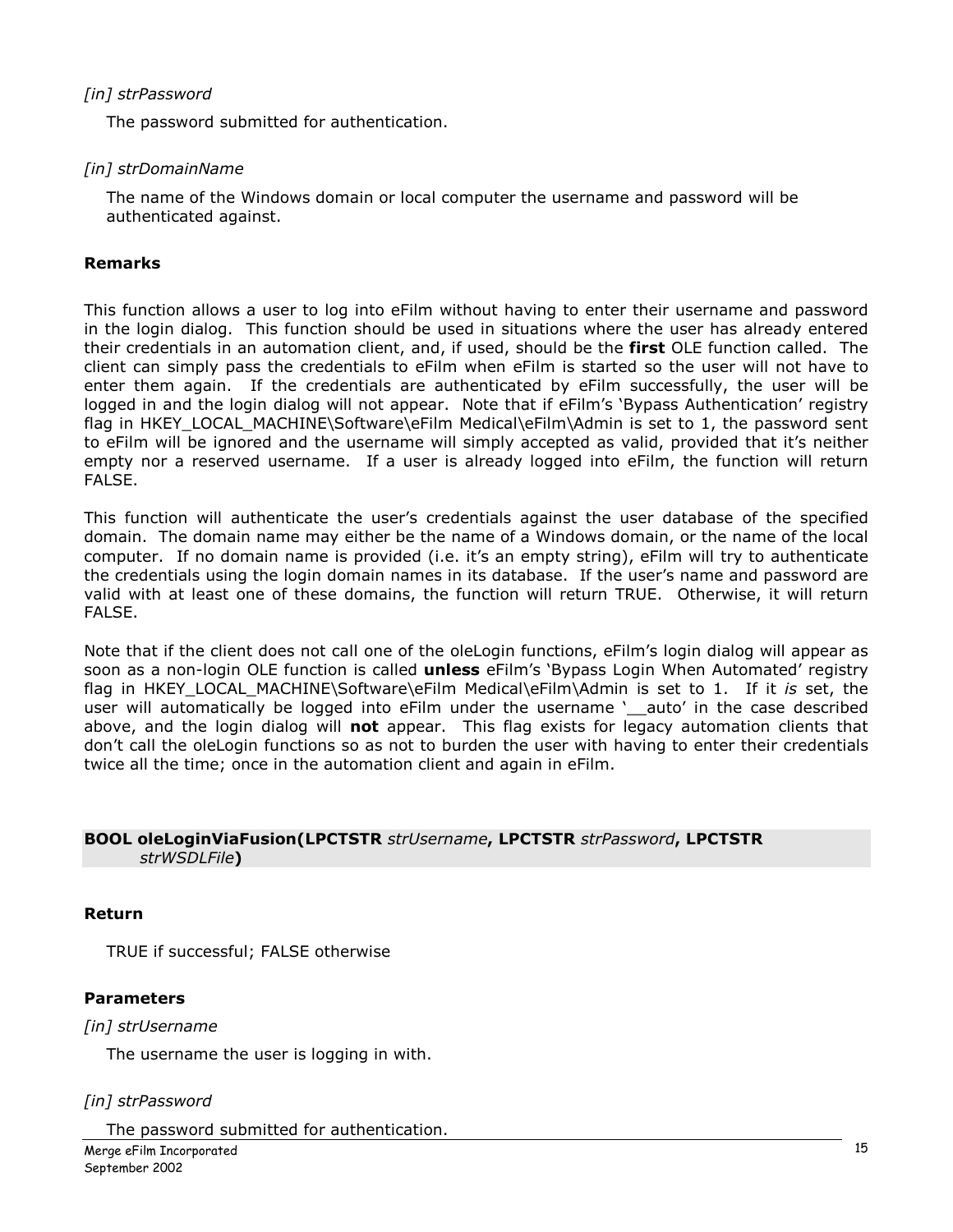*[in] strPassword*

The password submitted for authentication.

*[in] strDomainName*

The name of the Windows domain or local computer the username and password will be authenticated against.

**Remarks**

This function allows a user to log into eFilm without having to enter their username and password in the login dialog. This function should be used in situations where the user has already entered their credentials in an automation client, and, if used, should be the **first** OLE function called. The client can simply pass the credentials to eFilm when eFilm is started so the user will not have to enter them again. If the credentials are authenticated by eFilm successfully, the user will be logged in and the login dialog will not appear. Note that if eFilm's 'Bypass Authentication' registry flag in HKEY_LOCAL_MACHINE\Software\eFilm Medical\eFilm\Admin is set to 1, the password sent to eFilm will be ignored and the username will simply accepted as valid, provided that it's neither empty nor a reserved username. If a user is already logged into eFilm, the function will return FALSE.

This function will authenticate the user's credentials against the user database of the specified domain. The domain name may either be the name of a Windows domain, or the name of the local computer. If no domain name is provided (i.e. it's an empty string), eFilm will try to authenticate the credentials using the login domain names in its database. If the user's name and password are valid with at least one of these domains, the function will return TRUE. Otherwise, it will return FALSE.

Note that if the client does not call one of the oleLogin functions, eFilm's login dialog will appear as soon as a non-login OLE function is called **unless** eFilm's 'Bypass Login When Automated' registry flag in HKEY_LOCAL_MACHINE\Software\eFilm Medical\eFilm\Admin is set to 1. If it *is* set, the user will automatically be logged into eFilm under the username '__auto' in the case described above, and the login dialog will **not** appear. This flag exists for legacy automation clients that don't call the oleLogin functions so as not to burden the user with having to enter their credentials twice all the time; once in the automation client and again in eFilm.

**BOOL oleLoginViaFusion(LPCTSTR** *strUsername***, LPCTSTR** *strPassword***, LPCTSTR** *strWSDLFile***)**

**Return**

TRUE if successful; FALSE otherwise

**Parameters**

*[in] strUsername*

The username the user is logging in with.

*[in] strPassword*

The password submitted for authentication.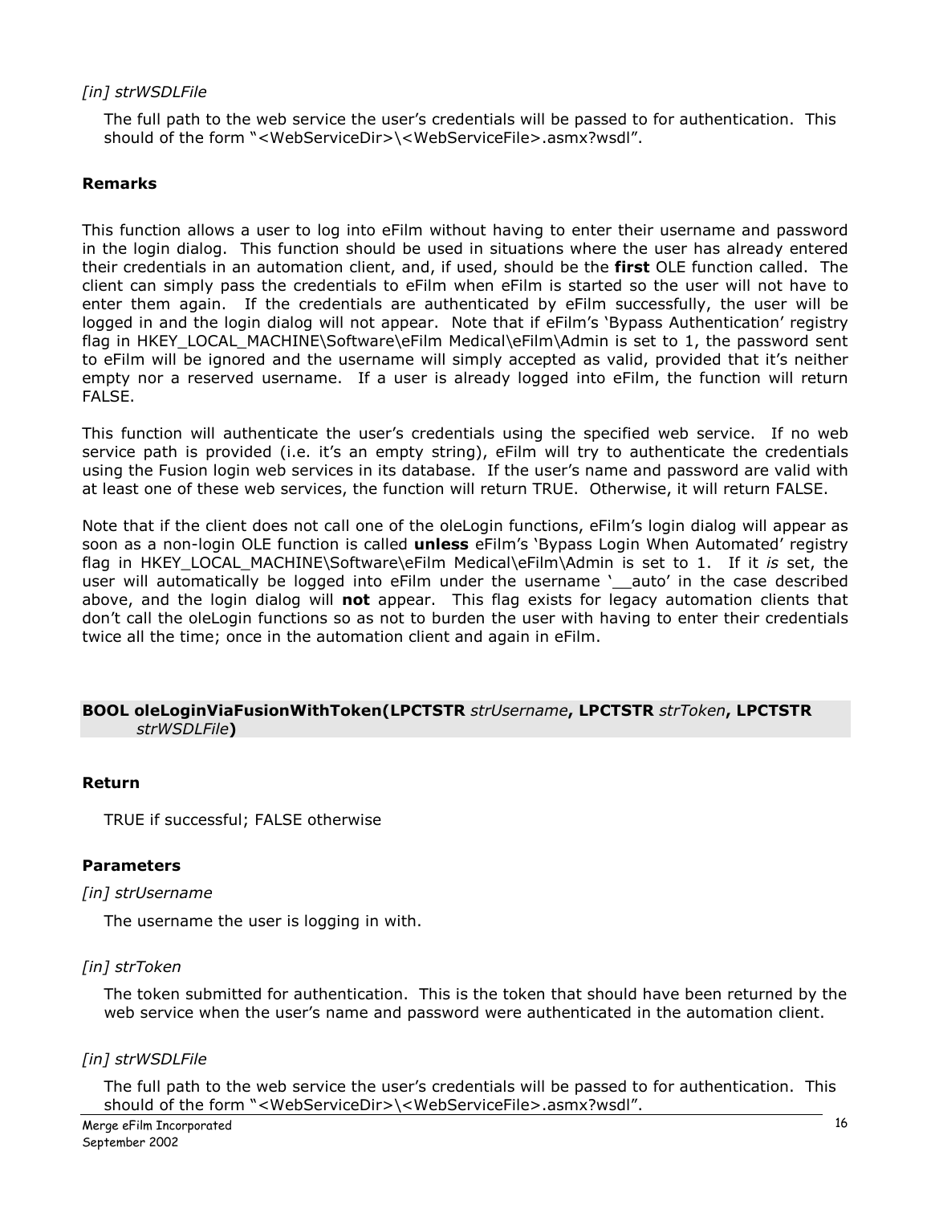*[in] strWSDLFile*

The full path to the web service the user's credentials will be passed to for authentication. This should of the form "<WebServiceDir>\<WebServiceFile>.asmx?wsdl".

**Remarks**

This function allows a user to log into eFilm without having to enter their username and password in the login dialog. This function should be used in situations where the user has already entered their credentials in an automation client, and, if used, should be the **first** OLE function called. The client can simply pass the credentials to eFilm when eFilm is started so the user will not have to enter them again. If the credentials are authenticated by eFilm successfully, the user will be logged in and the login dialog will not appear. Note that if eFilm's 'Bypass Authentication' registry flag in HKEY_LOCAL_MACHINE\Software\eFilm Medical\eFilm\Admin is set to 1, the password sent to eFilm will be ignored and the username will simply accepted as valid, provided that it's neither empty nor a reserved username. If a user is already logged into eFilm, the function will return FALSE.

This function will authenticate the user's credentials using the specified web service. If no web service path is provided (i.e. it's an empty string), eFilm will try to authenticate the credentials using the Fusion login web services in its database. If the user's name and password are valid with at least one of these web services, the function will return TRUE. Otherwise, it will return FALSE.

Note that if the client does not call one of the oleLogin functions, eFilm's login dialog will appear as soon as a non-login OLE function is called **unless** eFilm's 'Bypass Login When Automated' registry flag in HKEY_LOCAL_MACHINE\Software\eFilm Medical\eFilm\Admin is set to 1. If it *is* set, the user will automatically be logged into eFilm under the username '__auto' in the case described above, and the login dialog will **not** appear. This flag exists for legacy automation clients that don't call the oleLogin functions so as not to burden the user with having to enter their credentials twice all the time; once in the automation client and again in eFilm.

**BOOL oleLoginViaFusionWithToken(LPCTSTR** *strUsername***, LPCTSTR** *strToken***, LPCTSTR** *strWSDLFile***)**

**Return**

TRUE if successful; FALSE otherwise

**Parameters**

*[in] strUsername*

The username the user is logging in with.

*[in] strToken*

The token submitted for authentication. This is the token that should have been returned by the web service when the user's name and password were authenticated in the automation client.

*[in] strWSDLFile*

The full path to the web service the user's credentials will be passed to for authentication. This should of the form "<WebServiceDir>\<WebServiceFile>.asmx?wsdl".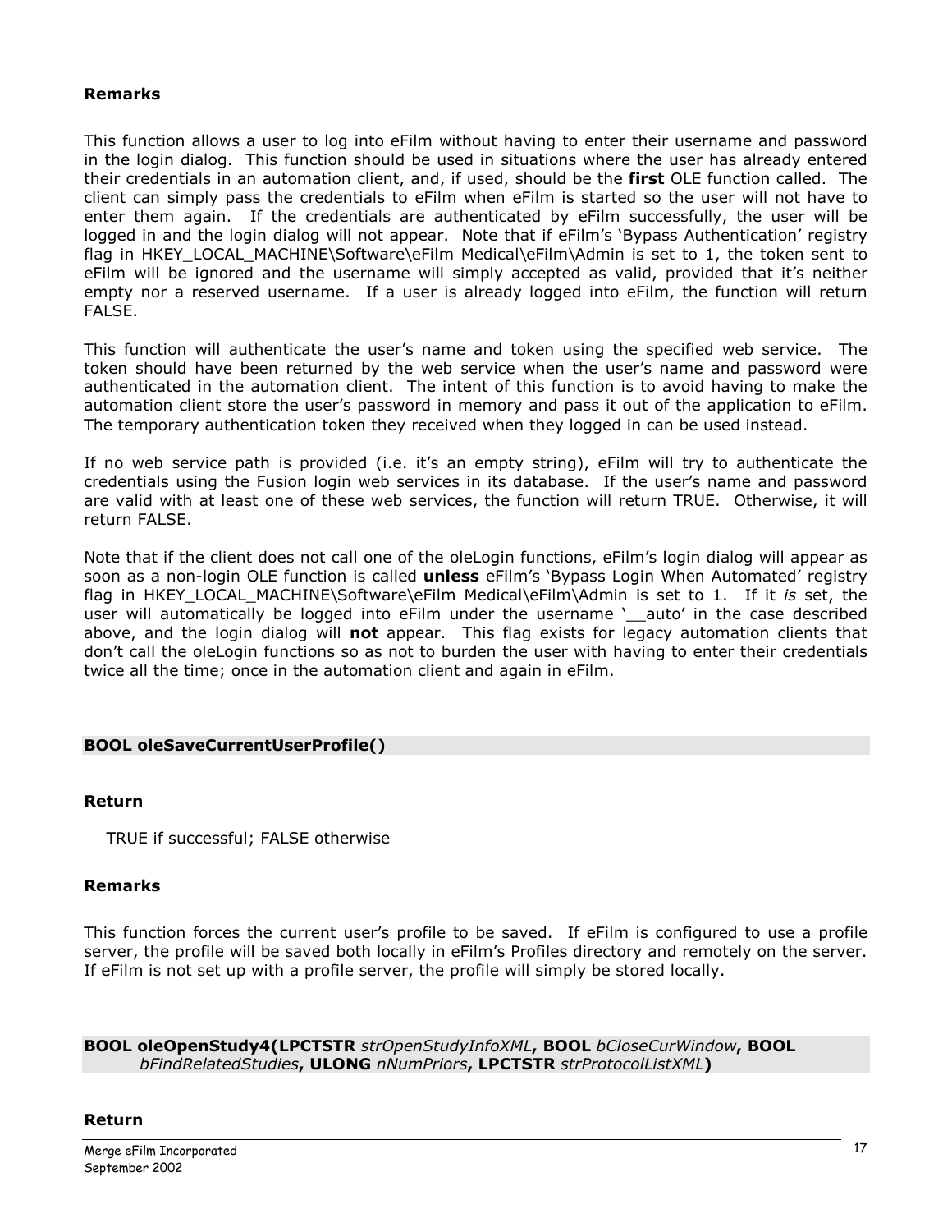### Remarks

This function allows a user to log into eFilm without having to enter their username and password in the login dialog. This function should be used in situations where the user has already entered their credentials in an automation client, and, if used, should be the **first** OLE function called. The client can simply pass the credentials to eFilm when eFilm is started so the user will not have to enter them again. If the credentials are authenticated by eFilm successfully, the user will be logged in and the login dialog will not appear. Note that if eFilm's 'Bypass Authentication' registry flag in HKEY_LOCAL_MACHINE\Software\eFilm Medical\eFilm\Admin is set to 1, the token sent to eFilm will be ignored and the username will simply accepted as valid, provided that it's neither empty nor a reserved username. If a user is already logged into eFilm, the function will return FALSE.

This function will authenticate the user's name and token using the specified web service. The token should have been returned by the web service when the user's name and password were authenticated in the automation client. The intent of this function is to avoid having to make the automation client store the user's password in memory and pass it out of the application to eFilm. The temporary authentication token they received when they logged in can be used instead.

If no web service path is provided (i.e. it's an empty string), eFilm will try to authenticate the credentials using the Fusion login web services in its database. If the user's name and password are valid with at least one of these web services, the function will return TRUE. Otherwise, it will return FALSE.

Note that if the client does not call one of the oleLogin functions, eFilm's login dialog will appear as soon as a non-login OLE function is called **unless** eFilm's 'Bypass Login When Automated' registry flag in HKEY_LOCAL_MACHINE\Software\eFilm Medical\eFilm\Admin is set to 1. If it *is* set, the user will automatically be logged into eFilm under the username '__auto' in the case described above, and the login dialog will **not** appear. This flag exists for legacy automation clients that don't call the oleLogin functions so as not to burden the user with having to enter their credentials twice all the time; once in the automation client and again in eFilm.

## BOOL oleSaveCurrentUserProfile()

### Return

TRUE if successful; FALSE otherwise

### Remarks

This function forces the current user's profile to be saved. If eFilm is configured to use a profile server, the profile will be saved both locally in eFilm's Profiles directory and remotely on the server. If eFilm is not set up with a profile server, the profile will simply be stored locally.

## BOOL oleOpenStudy4(LPCTSTR *strOpenStudyInfoXML*, BOOL *bCloseCurWindow*, BOOL *bFindRelatedStudies*, ULONG *nNumPriors*, LPCTSTR *strProtocolListXML*)

### Return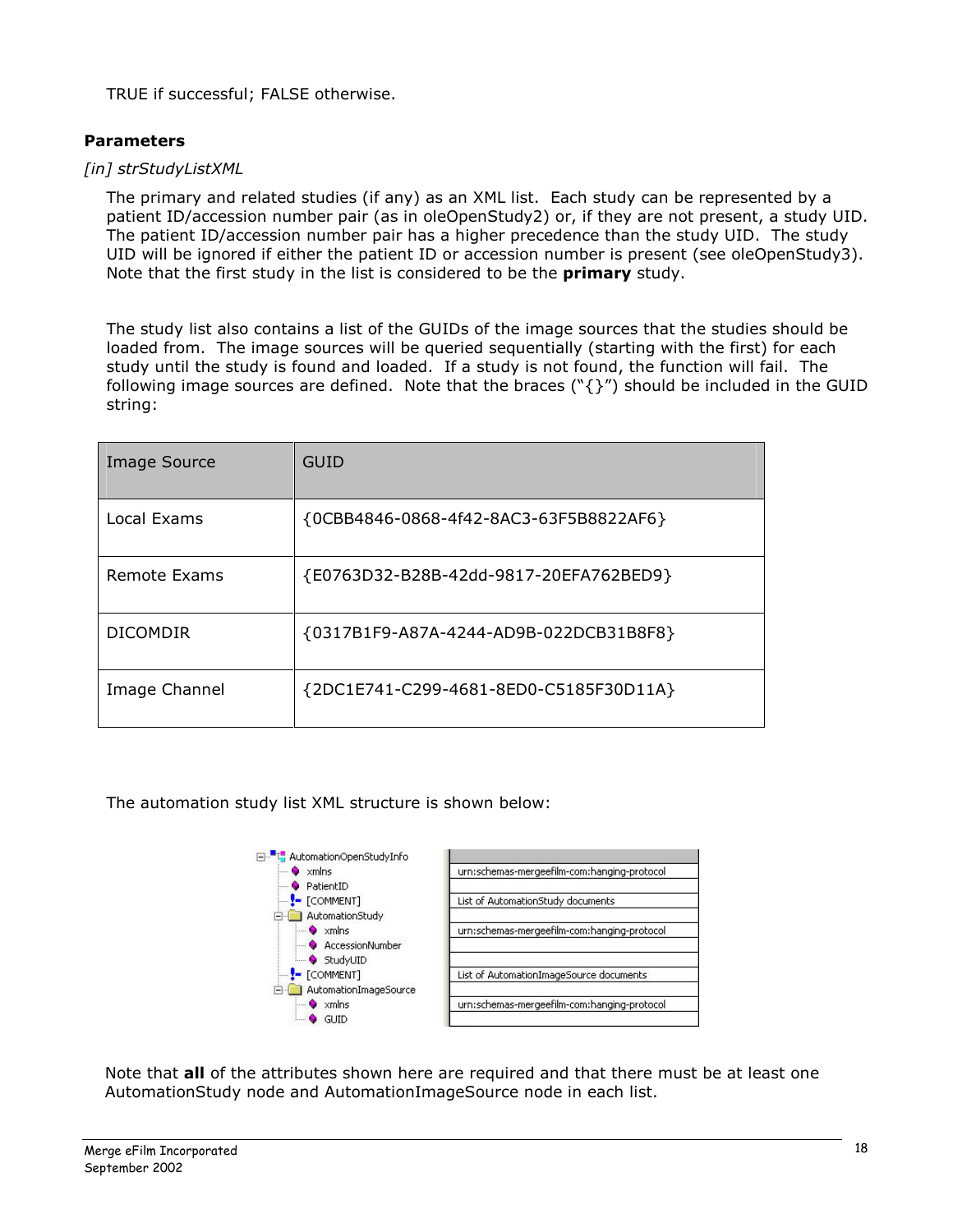TRUE if successful; FALSE otherwise.

**Parameters**

*[in] strStudyListXML*

The primary and related studies (if any) as an XML list. Each study can be represented by a patient ID/accession number pair (as in oleOpenStudy2) or, if they are not present, a study UID. The patient ID/accession number pair has a higher precedence than the study UID. The study UID will be ignored if either the patient ID or accession number is present (see oleOpenStudy3). Note that the first study in the list is considered to be the **primary** study.

The study list also contains a list of the GUIDs of the image sources that the studies should be loaded from. The image sources will be queried sequentially (starting with the first) for each study until the study is found and loaded. If a study is not found, the function will fail. The following image sources are defined. Note that the braces ("{}") should be included in the GUID string:

| Image Source | GUID |
|---|---|
| Local Exams | {0CBB4846-0868-4f42-8AC3-63F5B8822AF6} |
| Remote Exams | {E0763D32-B28B-42dd-9817-20EFA762BED9} |
| DICOMDIR | {0317B1F9-A87A-4244-AD9B-022DCB31B8F8} |
| Image Channel | {2DC1E741-C299-4681-8ED0-C5185F30D11A} |

The automation study list XML structure is shown below:

| Node | Value |
|---|---|
| AutomationOpenStudyInfo | |
| xmlns | urn:schemas-mergeefilm-com:hanging-protocol |
| PatientID | |
| [COMMENT] | List of AutomationStudy documents |
| AutomationStudy | |
| xmlns | urn:schemas-mergeefilm-com:hanging-protocol |
| AccessionNumber | |
| StudyUID | |
| [COMMENT] | List of AutomationImageSource documents |
| AutomationImageSource | |
| xmlns | urn:schemas-mergeefilm-com:hanging-protocol |
| GUID | |

Note that **all** of the attributes shown here are required and that there must be at least one AutomationStudy node and AutomationImageSource node in each list.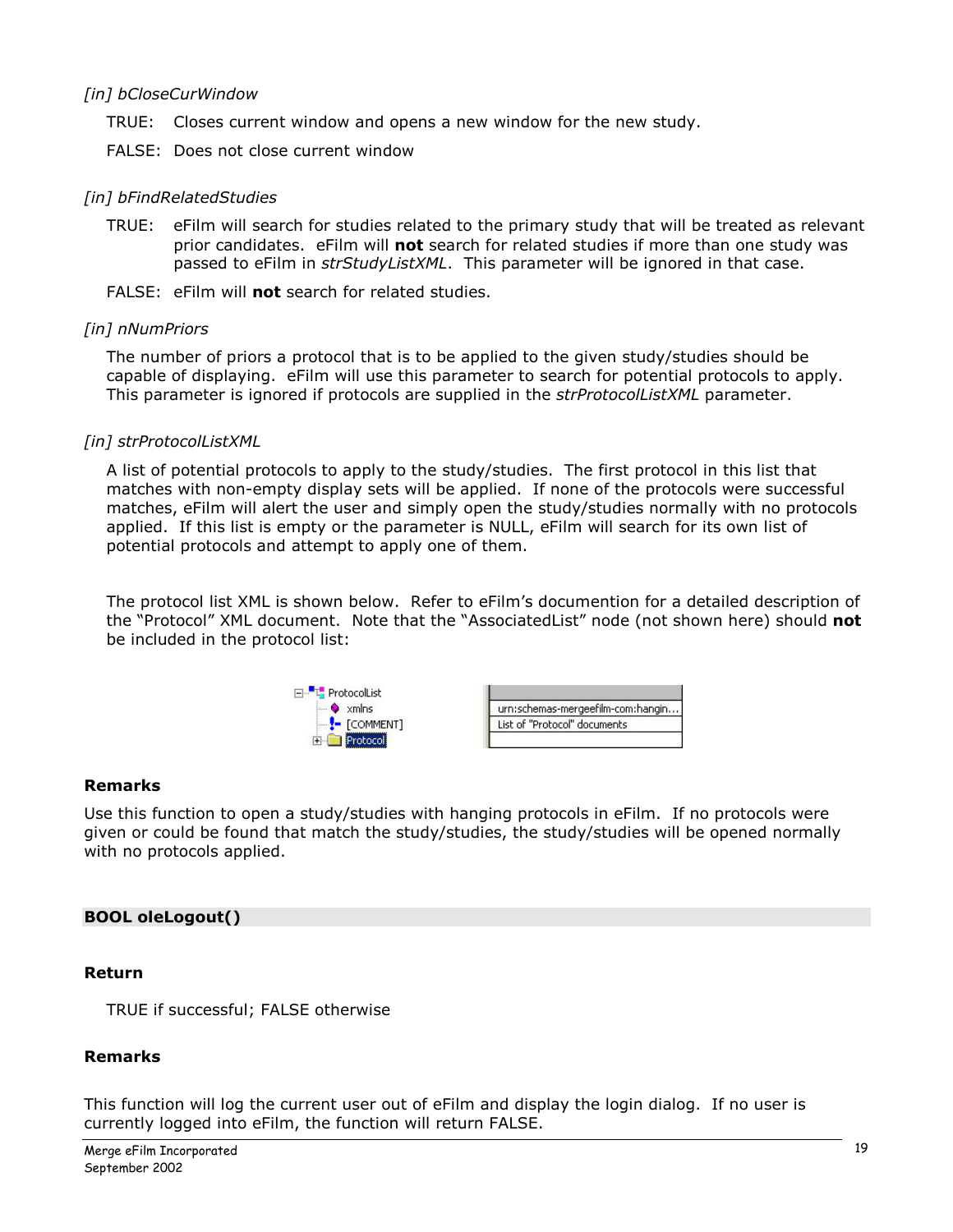*[in] bCloseCurWindow*

TRUE: Closes current window and opens a new window for the new study.

FALSE: Does not close current window

*[in] bFindRelatedStudies*

TRUE: eFilm will search for studies related to the primary study that will be treated as relevant prior candidates. eFilm will **not** search for related studies if more than one study was passed to eFilm in *strStudyListXML*. This parameter will be ignored in that case.

FALSE: eFilm will **not** search for related studies.

*[in] nNumPriors*

The number of priors a protocol that is to be applied to the given study/studies should be capable of displaying. eFilm will use this parameter to search for potential protocols to apply. This parameter is ignored if protocols are supplied in the *strProtocolListXML* parameter.

*[in] strProtocolListXML*

A list of potential protocols to apply to the study/studies. The first protocol in this list that matches with non-empty display sets will be applied. If none of the protocols were successful matches, eFilm will alert the user and simply open the study/studies normally with no protocols applied. If this list is empty or the parameter is NULL, eFilm will search for its own list of potential protocols and attempt to apply one of them.

The protocol list XML is shown below. Refer to eFilm's documention for a detailed description of the "Protocol" XML document. Note that the "AssociatedList" node (not shown here) should **not** be included in the protocol list:

| ProtocolList | |
|---|---|
| xmlns | urn:schemas-mergeefilm-com:hangin... |
| [COMMENT] | List of "Protocol" documents |
| Protocol | |

**Remarks**

Use this function to open a study/studies with hanging protocols in eFilm. If no protocols were given or could be found that match the study/studies, the study/studies will be opened normally with no protocols applied.

**BOOL oleLogout()**

**Return**

TRUE if successful; FALSE otherwise

**Remarks**

This function will log the current user out of eFilm and display the login dialog. If no user is currently logged into eFilm, the function will return FALSE.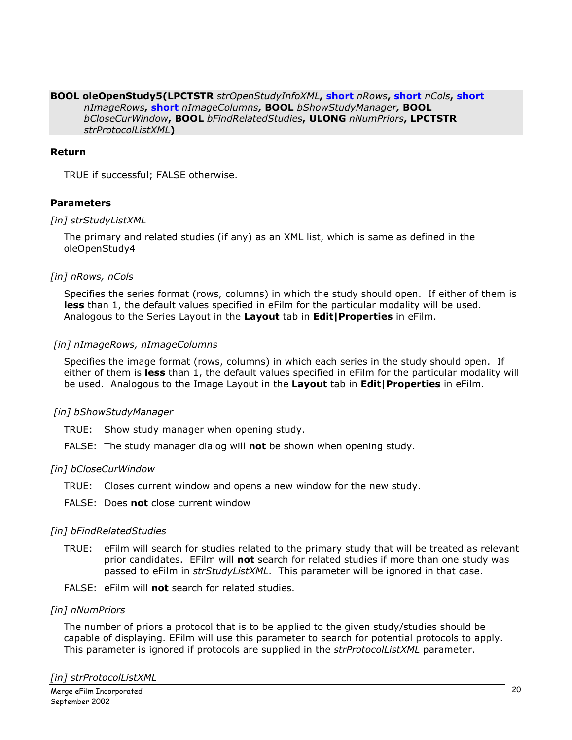**BOOL oleOpenStudy5(LPCTSTR** *strOpenStudyInfoXML*, **short** *nRows*, **short** *nCols*, **short** *nImageRows*, **short** *nImageColumns*, **BOOL** *bShowStudyManager*, **BOOL** *bCloseCurWindow*, **BOOL** *bFindRelatedStudies*, **ULONG** *nNumPriors*, **LPCTSTR** *strProtocolListXML***)**

**Return**

TRUE if successful; FALSE otherwise.

**Parameters**

*[in] strStudyListXML*

The primary and related studies (if any) as an XML list, which is same as defined in the oleOpenStudy4

*[in] nRows, nCols*

Specifies the series format (rows, columns) in which the study should open. If either of them is **less** than 1, the default values specified in eFilm for the particular modality will be used. Analogous to the Series Layout in the **Layout** tab in **Edit|Properties** in eFilm.

*[in] nImageRows, nImageColumns*

Specifies the image format (rows, columns) in which each series in the study should open. If either of them is **less** than 1, the default values specified in eFilm for the particular modality will be used. Analogous to the Image Layout in the **Layout** tab in **Edit|Properties** in eFilm.

*[in] bShowStudyManager*

TRUE: Show study manager when opening study.

FALSE: The study manager dialog will **not** be shown when opening study.

*[in] bCloseCurWindow*

TRUE: Closes current window and opens a new window for the new study.

FALSE: Does **not** close current window

*[in] bFindRelatedStudies*

TRUE: eFilm will search for studies related to the primary study that will be treated as relevant prior candidates. EFilm will **not** search for related studies if more than one study was passed to eFilm in *strStudyListXML*. This parameter will be ignored in that case.

FALSE: eFilm will **not** search for related studies.

*[in] nNumPriors*

The number of priors a protocol that is to be applied to the given study/studies should be capable of displaying. EFilm will use this parameter to search for potential protocols to apply. This parameter is ignored if protocols are supplied in the *strProtocolListXML* parameter.

*[in] strProtocolListXML*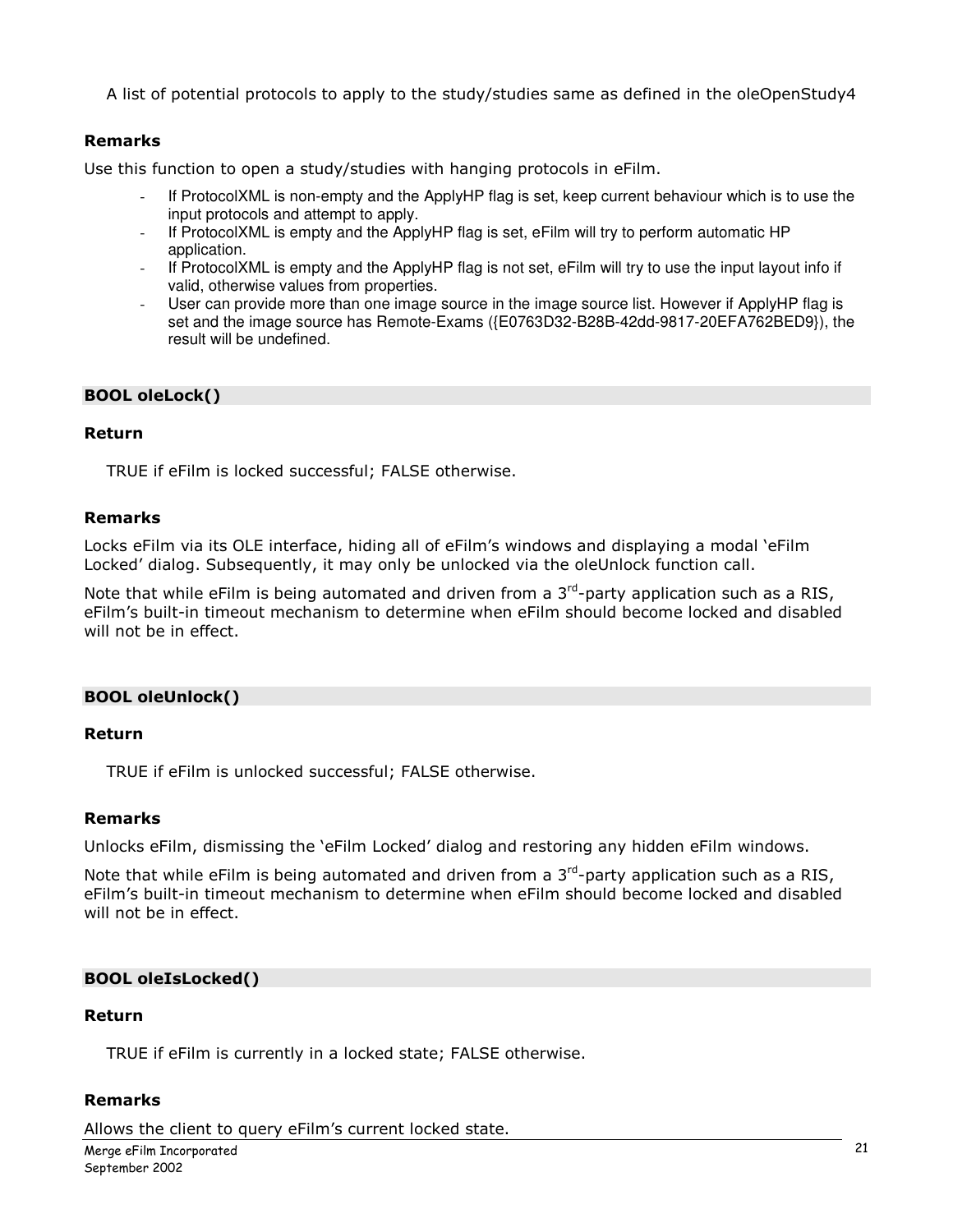A list of potential protocols to apply to the study/studies same as defined in the oleOpenStudy4

**Remarks**

Use this function to open a study/studies with hanging protocols in eFilm.

- If ProtocolXML is non-empty and the ApplyHP flag is set, keep current behaviour which is to use the input protocols and attempt to apply.
- If ProtocolXML is empty and the ApplyHP flag is set, eFilm will try to perform automatic HP application.
- If ProtocolXML is empty and the ApplyHP flag is not set, eFilm will try to use the input layout info if valid, otherwise values from properties.
- User can provide more than one image source in the image source list. However if ApplyHP flag is set and the image source has Remote-Exams ({E0763D32-B28B-42dd-9817-20EFA762BED9}), the result will be undefined.

### BOOL oleLock()

**Return**

TRUE if eFilm is locked successful; FALSE otherwise.

**Remarks**

Locks eFilm via its OLE interface, hiding all of eFilm's windows and displaying a modal 'eFilm Locked' dialog. Subsequently, it may only be unlocked via the oleUnlock function call.

Note that while eFilm is being automated and driven from a 3rd-party application such as a RIS, eFilm's built-in timeout mechanism to determine when eFilm should become locked and disabled will not be in effect.

### BOOL oleUnlock()

**Return**

TRUE if eFilm is unlocked successful; FALSE otherwise.

**Remarks**

Unlocks eFilm, dismissing the 'eFilm Locked' dialog and restoring any hidden eFilm windows.

Note that while eFilm is being automated and driven from a 3rd-party application such as a RIS, eFilm's built-in timeout mechanism to determine when eFilm should become locked and disabled will not be in effect.

### BOOL oleIsLocked()

**Return**

TRUE if eFilm is currently in a locked state; FALSE otherwise.

**Remarks**

Allows the client to query eFilm's current locked state.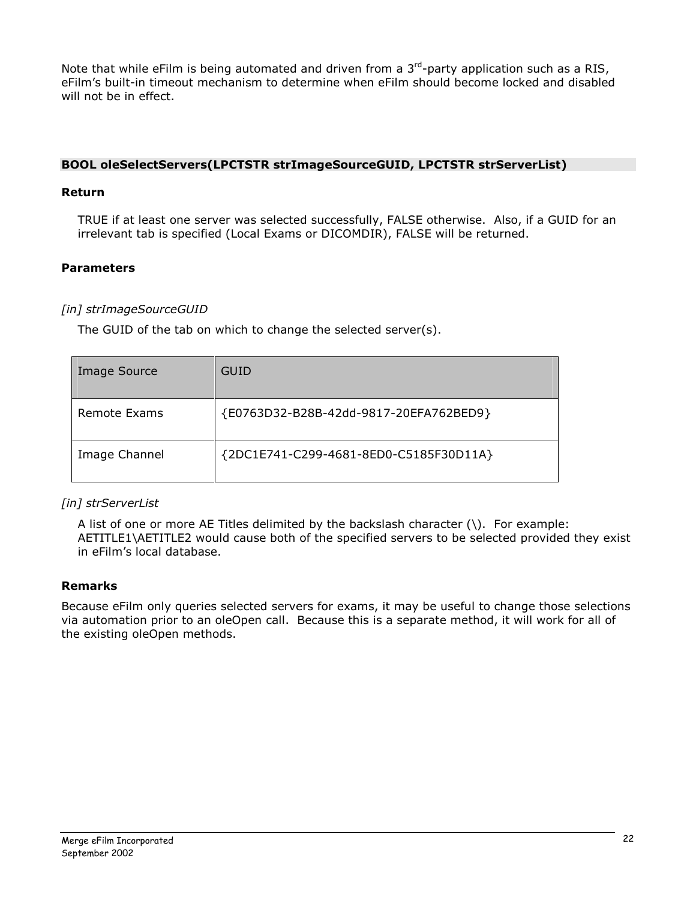Note that while eFilm is being automated and driven from a 3rd-party application such as a RIS, eFilm's built-in timeout mechanism to determine when eFilm should become locked and disabled will not be in effect.

### BOOL oleSelectServers(LPCTSTR strImageSourceGUID, LPCTSTR strServerList)

**Return**

TRUE if at least one server was selected successfully, FALSE otherwise. Also, if a GUID for an irrelevant tab is specified (Local Exams or DICOMDIR), FALSE will be returned.

**Parameters**

*[in] strImageSourceGUID*

The GUID of the tab on which to change the selected server(s).

| Image Source | GUID |
|---|---|
| Remote Exams | {E0763D32-B28B-42dd-9817-20EFA762BED9} |
| Image Channel | {2DC1E741-C299-4681-8ED0-C5185F30D11A} |

*[in] strServerList*

A list of one or more AE Titles delimited by the backslash character (\). For example: AETITLE1\AETITLE2 would cause both of the specified servers to be selected provided they exist in eFilm's local database.

**Remarks**

Because eFilm only queries selected servers for exams, it may be useful to change those selections via automation prior to an oleOpen call. Because this is a separate method, it will work for all of the existing oleOpen methods.